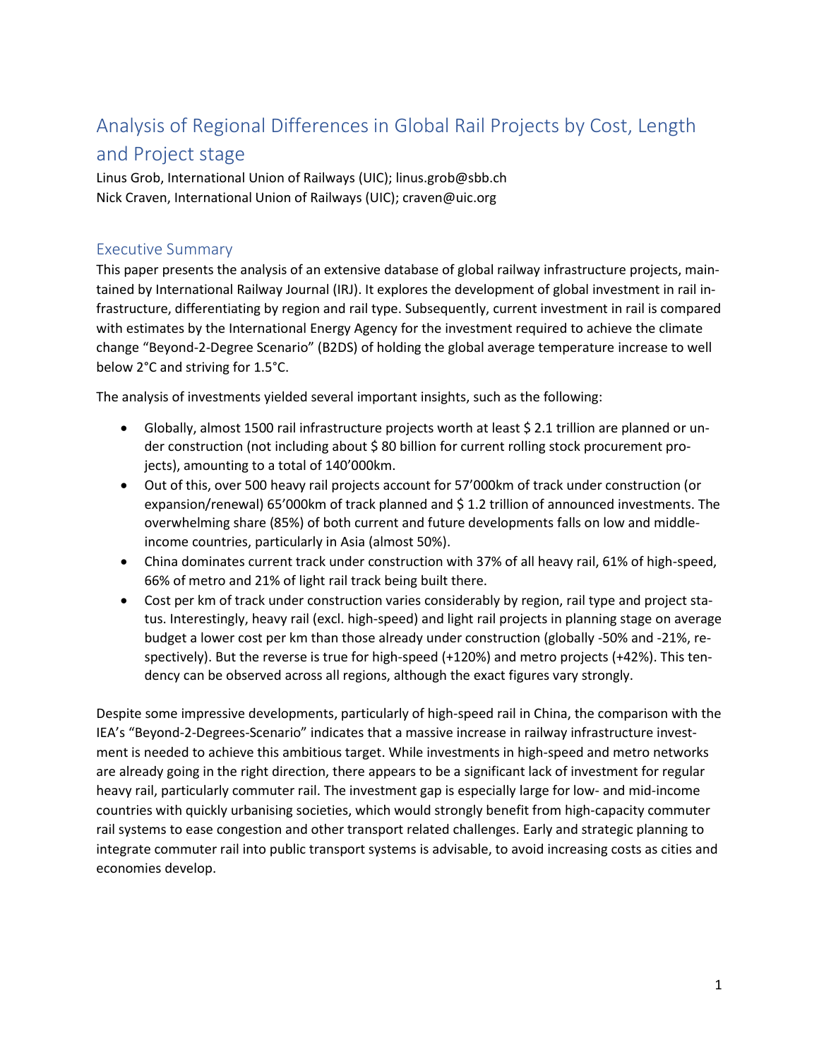# Analysis of Regional Differences in Global Rail Projects by Cost, Length and Project stage

Linus Grob, International Union of Railways (UIC); linus.grob@sbb.ch
Nick Craven, International Union of Railways (UIC); craven@uic.org

## Executive Summary

This paper presents the analysis of an extensive database of global railway infrastructure projects, maintained by International Railway Journal (IRJ). It explores the development of global investment in rail infrastructure, differentiating by region and rail type. Subsequently, current investment in rail is compared with estimates by the International Energy Agency for the investment required to achieve the climate change "Beyond-2-Degree Scenario" (B2DS) of holding the global average temperature increase to well below 2°C and striving for 1.5°C.

The analysis of investments yielded several important insights, such as the following:

- Globally, almost 1500 rail infrastructure projects worth at least $ 2.1 trillion are planned or under construction (not including about $ 80 billion for current rolling stock procurement projects), amounting to a total of 140'000km.
- Out of this, over 500 heavy rail projects account for 57'000km of track under construction (or expansion/renewal) 65'000km of track planned and $ 1.2 trillion of announced investments. The overwhelming share (85%) of both current and future developments falls on low and middle-income countries, particularly in Asia (almost 50%).
- China dominates current track under construction with 37% of all heavy rail, 61% of high-speed, 66% of metro and 21% of light rail track being built there.
- Cost per km of track under construction varies considerably by region, rail type and project status. Interestingly, heavy rail (excl. high-speed) and light rail projects in planning stage on average budget a lower cost per km than those already under construction (globally -50% and -21%, respectively). But the reverse is true for high-speed (+120%) and metro projects (+42%). This tendency can be observed across all regions, although the exact figures vary strongly.

Despite some impressive developments, particularly of high-speed rail in China, the comparison with the IEA's "Beyond-2-Degrees-Scenario" indicates that a massive increase in railway infrastructure investment is needed to achieve this ambitious target. While investments in high-speed and metro networks are already going in the right direction, there appears to be a significant lack of investment for regular heavy rail, particularly commuter rail. The investment gap is especially large for low- and mid-income countries with quickly urbanising societies, which would strongly benefit from high-capacity commuter rail systems to ease congestion and other transport related challenges. Early and strategic planning to integrate commuter rail into public transport systems is advisable, to avoid increasing costs as cities and economies develop.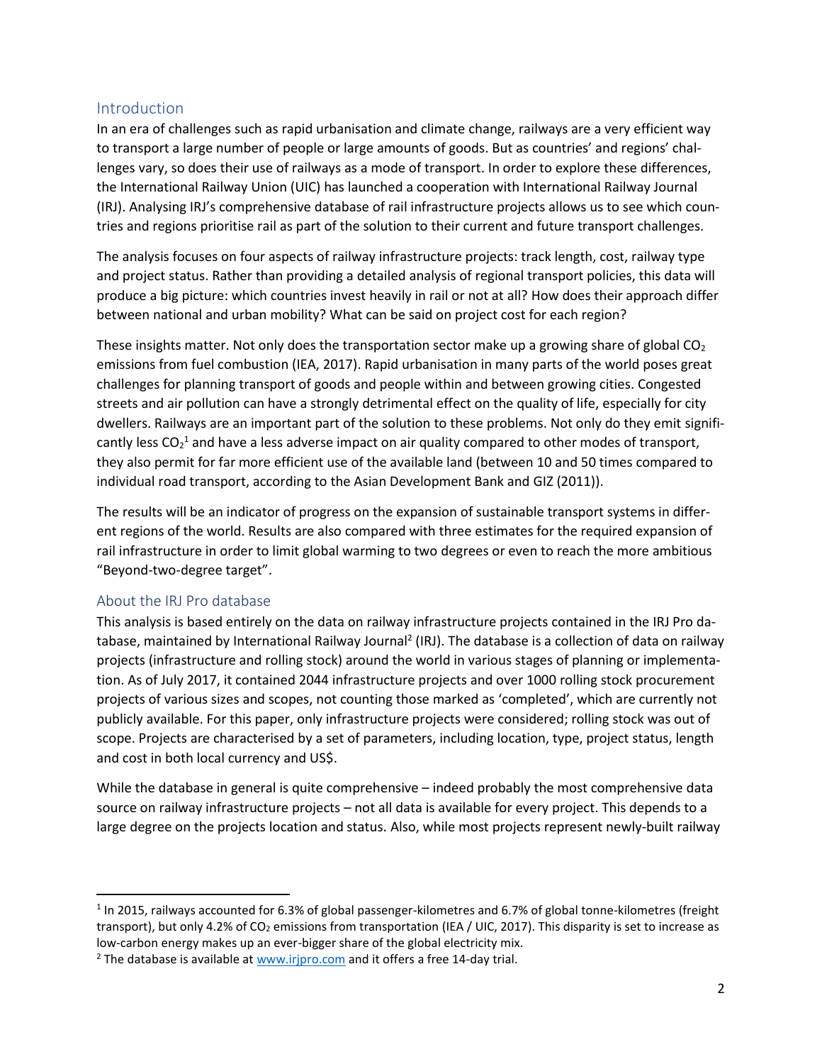## Introduction

In an era of challenges such as rapid urbanisation and climate change, railways are a very efficient way to transport a large number of people or large amounts of goods. But as countries' and regions' challenges vary, so does their use of railways as a mode of transport. In order to explore these differences, the International Railway Union (UIC) has launched a cooperation with International Railway Journal (IRJ). Analysing IRJ's comprehensive database of rail infrastructure projects allows us to see which countries and regions prioritise rail as part of the solution to their current and future transport challenges.

The analysis focuses on four aspects of railway infrastructure projects: track length, cost, railway type and project status. Rather than providing a detailed analysis of regional transport policies, this data will produce a big picture: which countries invest heavily in rail or not at all? How does their approach differ between national and urban mobility? What can be said on project cost for each region?

These insights matter. Not only does the transportation sector make up a growing share of global $CO_2$ emissions from fuel combustion (IEA, 2017). Rapid urbanisation in many parts of the world poses great challenges for planning transport of goods and people within and between growing cities. Congested streets and air pollution can have a strongly detrimental effect on the quality of life, especially for city dwellers. Railways are an important part of the solution to these problems. Not only do they emit significantly less $CO_2$[1] and have a less adverse impact on air quality compared to other modes of transport, they also permit for far more efficient use of the available land (between 10 and 50 times compared to individual road transport, according to the Asian Development Bank and GIZ (2011)).

The results will be an indicator of progress on the expansion of sustainable transport systems in different regions of the world. Results are also compared with three estimates for the required expansion of rail infrastructure in order to limit global warming to two degrees or even to reach the more ambitious "Beyond-two-degree target".

## About the IRJ Pro database

This analysis is based entirely on the data on railway infrastructure projects contained in the IRJ Pro database, maintained by International Railway Journal[2] (IRJ). The database is a collection of data on railway projects (infrastructure and rolling stock) around the world in various stages of planning or implementation. As of July 2017, it contained 2044 infrastructure projects and over 1000 rolling stock procurement projects of various sizes and scopes, not counting those marked as 'completed', which are currently not publicly available. For this paper, only infrastructure projects were considered; rolling stock was out of scope. Projects are characterised by a set of parameters, including location, type, project status, length and cost in both local currency and US$.

While the database in general is quite comprehensive – indeed probably the most comprehensive data source on railway infrastructure projects – not all data is available for every project. This depends to a large degree on the projects location and status. Also, while most projects represent newly-built railway

---

[1] In 2015, railways accounted for 6.3% of global passenger-kilometres and 6.7% of global tonne-kilometres (freight transport), but only 4.2% of $CO_2$ emissions from transportation (IEA / UIC, 2017). This disparity is set to increase as low-carbon energy makes up an ever-bigger share of the global electricity mix.

[2] The database is available at www.irjpro.com and it offers a free 14-day trial.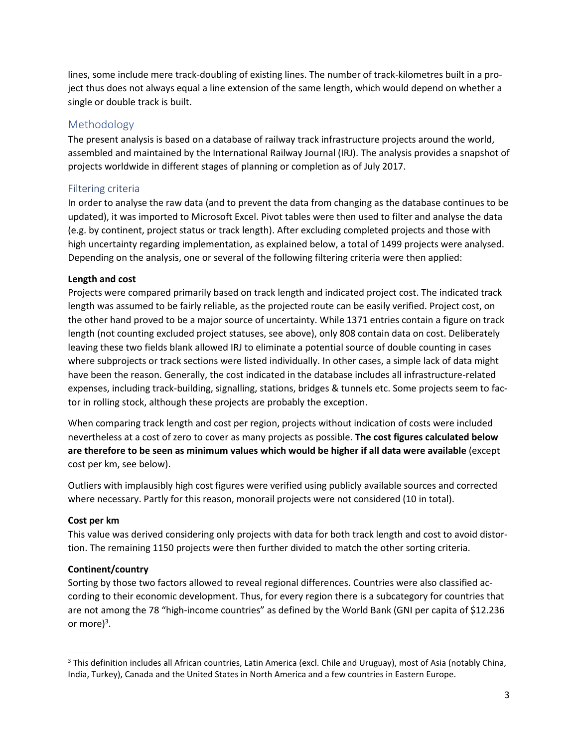lines, some include mere track-doubling of existing lines. The number of track-kilometres built in a project thus does not always equal a line extension of the same length, which would depend on whether a single or double track is built.

## Methodology

The present analysis is based on a database of railway track infrastructure projects around the world, assembled and maintained by the International Railway Journal (IRJ). The analysis provides a snapshot of projects worldwide in different stages of planning or completion as of July 2017.

### Filtering criteria

In order to analyse the raw data (and to prevent the data from changing as the database continues to be updated), it was imported to Microsoft Excel. Pivot tables were then used to filter and analyse the data (e.g. by continent, project status or track length). After excluding completed projects and those with high uncertainty regarding implementation, as explained below, a total of 1499 projects were analysed. Depending on the analysis, one or several of the following filtering criteria were then applied:

**Length and cost**

Projects were compared primarily based on track length and indicated project cost. The indicated track length was assumed to be fairly reliable, as the projected route can be easily verified. Project cost, on the other hand proved to be a major source of uncertainty. While 1371 entries contain a figure on track length (not counting excluded project statuses, see above), only 808 contain data on cost. Deliberately leaving these two fields blank allowed IRJ to eliminate a potential source of double counting in cases where subprojects or track sections were listed individually. In other cases, a simple lack of data might have been the reason. Generally, the cost indicated in the database includes all infrastructure-related expenses, including track-building, signalling, stations, bridges & tunnels etc. Some projects seem to factor in rolling stock, although these projects are probably the exception.

When comparing track length and cost per region, projects without indication of costs were included nevertheless at a cost of zero to cover as many projects as possible. **The cost figures calculated below are therefore to be seen as minimum values which would be higher if all data were available** (except cost per km, see below).

Outliers with implausibly high cost figures were verified using publicly available sources and corrected where necessary. Partly for this reason, monorail projects were not considered (10 in total).

**Cost per km**

This value was derived considering only projects with data for both track length and cost to avoid distortion. The remaining 1150 projects were then further divided to match the other sorting criteria.

**Continent/country**

Sorting by those two factors allowed to reveal regional differences. Countries were also classified according to their economic development. Thus, for every region there is a subcategory for countries that are not among the 78 "high-income countries" as defined by the World Bank (GNI per capita of $12.236 or more)[3].

[3] This definition includes all African countries, Latin America (excl. Chile and Uruguay), most of Asia (notably China, India, Turkey), Canada and the United States in North America and a few countries in Eastern Europe.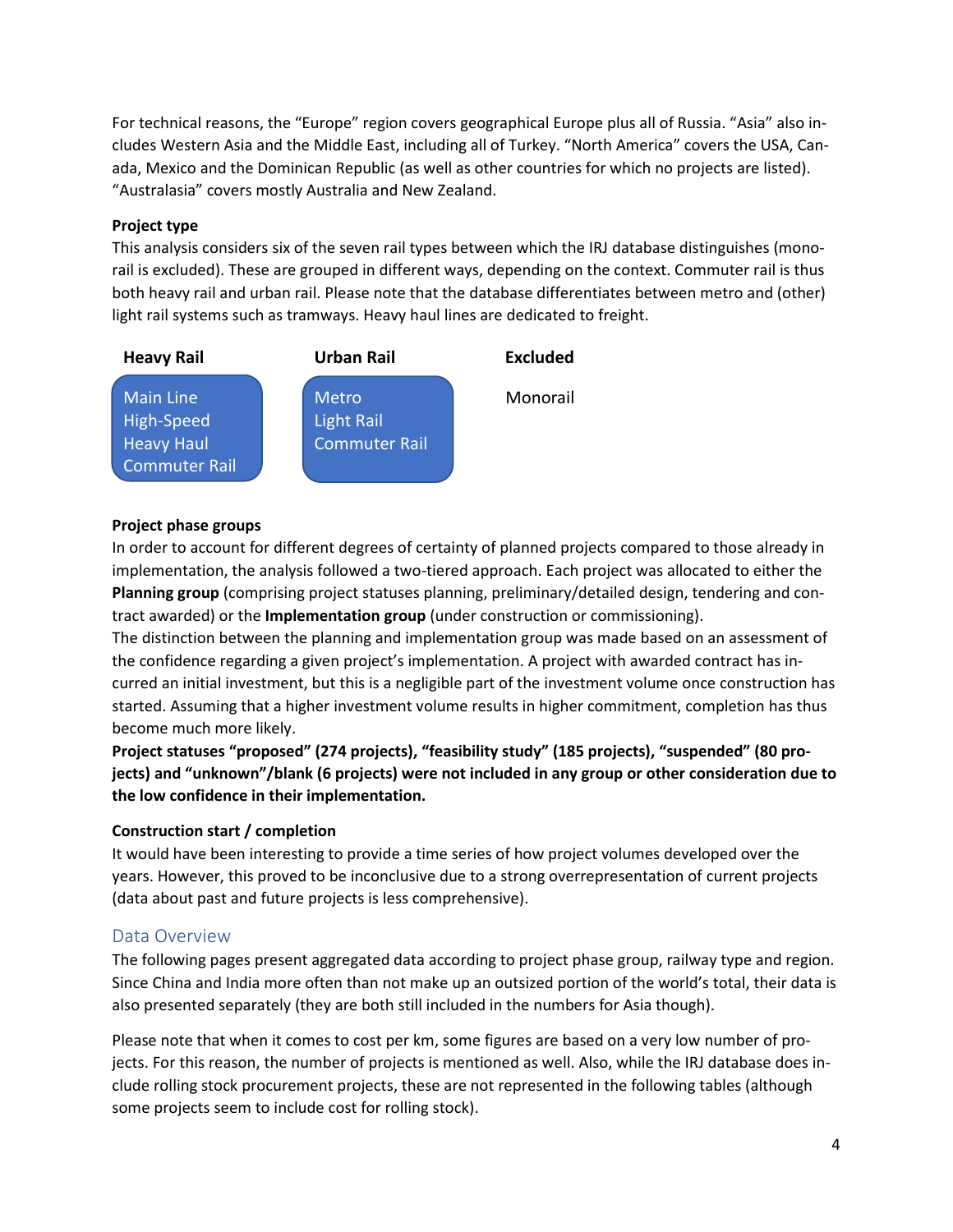For technical reasons, the "Europe" region covers geographical Europe plus all of Russia. "Asia" also includes Western Asia and the Middle East, including all of Turkey. "North America" covers the USA, Canada, Mexico and the Dominican Republic (as well as other countries for which no projects are listed). "Australasia" covers mostly Australia and New Zealand.

**Project type**

This analysis considers six of the seven rail types between which the IRJ database distinguishes (monorail is excluded). These are grouped in different ways, depending on the context. Commuter rail is thus both heavy rail and urban rail. Please note that the database differentiates between metro and (other) light rail systems such as tramways. Heavy haul lines are dedicated to freight.

| Heavy Rail | Urban Rail | Excluded |
| --- | --- | --- |
| Main Line | Metro | Monorail |
| High-Speed | Light Rail | |
| Heavy Haul | Commuter Rail | |
| Commuter Rail | | |

**Project phase groups**

In order to account for different degrees of certainty of planned projects compared to those already in implementation, the analysis followed a two-tiered approach. Each project was allocated to either the **Planning group** (comprising project statuses planning, preliminary/detailed design, tendering and contract awarded) or the **Implementation group** (under construction or commissioning).

The distinction between the planning and implementation group was made based on an assessment of the confidence regarding a given project's implementation. A project with awarded contract has incurred an initial investment, but this is a negligible part of the investment volume once construction has started. Assuming that a higher investment volume results in higher commitment, completion has thus become much more likely.

**Project statuses "proposed" (274 projects), "feasibility study" (185 projects), "suspended" (80 projects) and "unknown"/blank (6 projects) were not included in any group or other consideration due to the low confidence in their implementation.**

**Construction start / completion**

It would have been interesting to provide a time series of how project volumes developed over the years. However, this proved to be inconclusive due to a strong overrepresentation of current projects (data about past and future projects is less comprehensive).

## Data Overview

The following pages present aggregated data according to project phase group, railway type and region. Since China and India more often than not make up an outsized portion of the world's total, their data is also presented separately (they are both still included in the numbers for Asia though).

Please note that when it comes to cost per km, some figures are based on a very low number of projects. For this reason, the number of projects is mentioned as well. Also, while the IRJ database does include rolling stock procurement projects, these are not represented in the following tables (although some projects seem to include cost for rolling stock).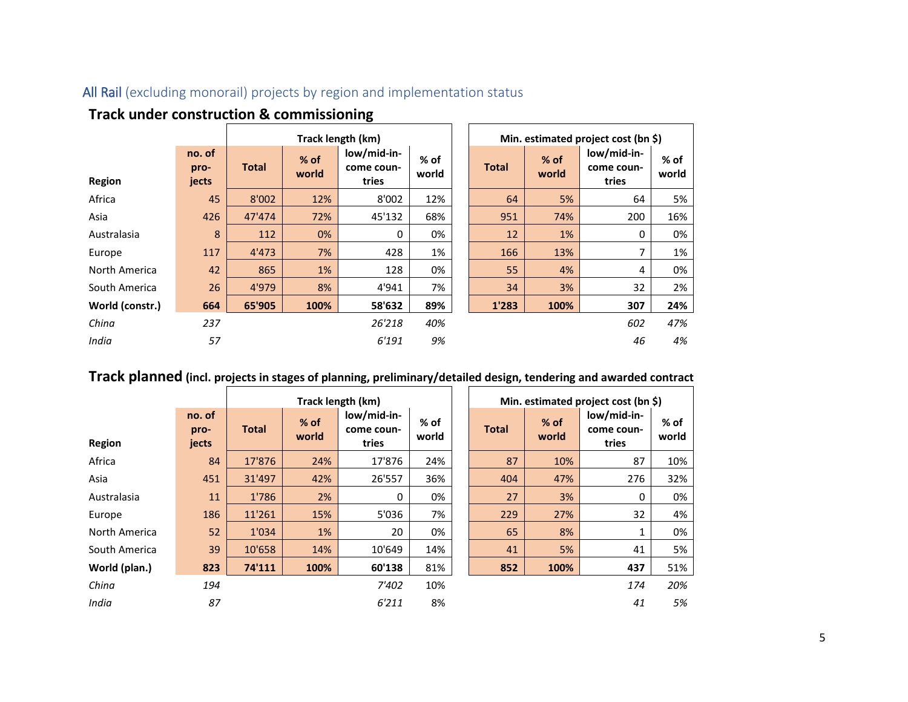## All Rail (excluding monorail) projects by region and implementation status

### Track under construction & commissioning

| Region | no. of projects | Track length (km) | | | | Min. estimated project cost (bn $) | | | |
|---|---|---|---|---|---|---|---|---|---|
| | | Total | % of world | low/mid-income countries | % of world | Total | % of world | low/mid-income countries | % of world |
| Africa | 45 | 8'002 | 12% | 8'002 | 12% | 64 | 5% | 64 | 5% |
| Asia | 426 | 47'474 | 72% | 45'132 | 68% | 951 | 74% | 200 | 16% |
| Australasia | 8 | 112 | 0% | 0 | 0% | 12 | 1% | 0 | 0% |
| Europe | 117 | 4'473 | 7% | 428 | 1% | 166 | 13% | 7 | 1% |
| North America | 42 | 865 | 1% | 128 | 0% | 55 | 4% | 4 | 0% |
| South America | 26 | 4'979 | 8% | 4'941 | 7% | 34 | 3% | 32 | 2% |
| **World (constr.)** | **664** | **65'905** | **100%** | **58'632** | **89%** | **1'283** | **100%** | **307** | **24%** |
| *China* | *237* | | | *26'218* | *40%* | | | *602* | *47%* |
| *India* | *57* | | | *6'191* | *9%* | | | *46* | *4%* |

### Track planned (incl. projects in stages of planning, preliminary/detailed design, tendering and awarded contract

| Region | no. of projects | Track length (km) | | | | Min. estimated project cost (bn $) | | | |
|---|---|---|---|---|---|---|---|---|---|
| | | Total | % of world | low/mid-income countries | % of world | Total | % of world | low/mid-income countries | % of world |
| Africa | 84 | 17'876 | 24% | 17'876 | 24% | 87 | 10% | 87 | 10% |
| Asia | 451 | 31'497 | 42% | 26'557 | 36% | 404 | 47% | 276 | 32% |
| Australasia | 11 | 1'786 | 2% | 0 | 0% | 27 | 3% | 0 | 0% |
| Europe | 186 | 11'261 | 15% | 5'036 | 7% | 229 | 27% | 32 | 4% |
| North America | 52 | 1'034 | 1% | 20 | 0% | 65 | 8% | 1 | 0% |
| South America | 39 | 10'658 | 14% | 10'649 | 14% | 41 | 5% | 41 | 5% |
| **World (plan.)** | **823** | **74'111** | **100%** | **60'138** | 81% | **852** | **100%** | **437** | 51% |
| *China* | *194* | | | *7'402* | 10% | | | *174* | *20%* |
| *India* | *87* | | | *6'211* | 8% | | | *41* | *5%* |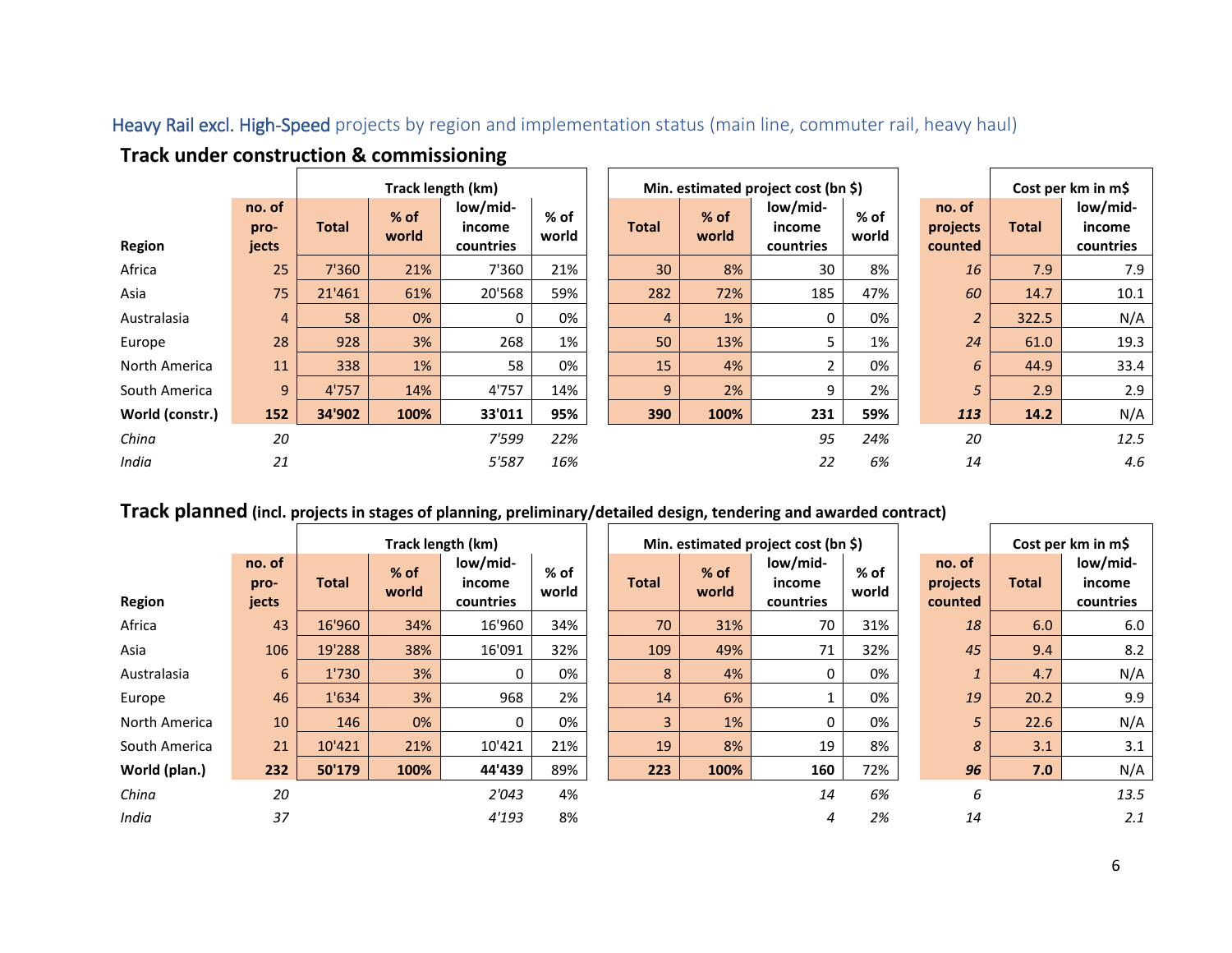## Heavy Rail excl. High-Speed projects by region and implementation status (main line, commuter rail, heavy haul)

### Track under construction & commissioning

| | | Track length (km) | | | | Min. estimated project cost (bn $) | | | | | Cost per km in m$ | |
|---|---|---|---|---|---|---|---|---|---|---|---|---|
| **Region** | **no. of pro-jects** | **Total** | **% of world** | **low/mid-income countries** | **% of world** | **Total** | **% of world** | **low/mid-income countries** | **% of world** | **no. of projects counted** | **Total** | **low/mid-income countries** |
| Africa | 25 | 7'360 | 21% | 7'360 | 21% | 30 | 8% | 30 | 8% | *16* | 7.9 | 7.9 |
| Asia | 75 | 21'461 | 61% | 20'568 | 59% | 282 | 72% | 185 | 47% | *60* | 14.7 | 10.1 |
| Australasia | 4 | 58 | 0% | 0 | 0% | 4 | 1% | 0 | 0% | *2* | 322.5 | N/A |
| Europe | 28 | 928 | 3% | 268 | 1% | 50 | 13% | 5 | 1% | *24* | 61.0 | 19.3 |
| North America | 11 | 338 | 1% | 58 | 0% | 15 | 4% | 2 | 0% | *6* | 44.9 | 33.4 |
| South America | 9 | 4'757 | 14% | 4'757 | 14% | 9 | 2% | 9 | 2% | *5* | 2.9 | 2.9 |
| **World (constr.)** | **152** | **34'902** | **100%** | **33'011** | **95%** | **390** | **100%** | **231** | **59%** | ***113*** | **14.2** | N/A |
| *China* | *20* | | | *7'599* | *22%* | | | *95* | *24%* | *20* | | *12.5* |
| *India* | *21* | | | *5'587* | *16%* | | | *22* | *6%* | *14* | | *4.6* |

### Track planned (incl. projects in stages of planning, preliminary/detailed design, tendering and awarded contract)

| | | Track length (km) | | | | Min. estimated project cost (bn $) | | | | | Cost per km in m$ | |
|---|---|---|---|---|---|---|---|---|---|---|---|---|
| **Region** | **no. of pro-jects** | **Total** | **% of world** | **low/mid-income countries** | **% of world** | **Total** | **% of world** | **low/mid-income countries** | **% of world** | **no. of projects counted** | **Total** | **low/mid-income countries** |
| Africa | 43 | 16'960 | 34% | 16'960 | 34% | 70 | 31% | 70 | 31% | *18* | 6.0 | 6.0 |
| Asia | 106 | 19'288 | 38% | 16'091 | 32% | 109 | 49% | 71 | 32% | *45* | 9.4 | 8.2 |
| Australasia | 6 | 1'730 | 3% | 0 | 0% | 8 | 4% | 0 | 0% | *1* | 4.7 | N/A |
| Europe | 46 | 1'634 | 3% | 968 | 2% | 14 | 6% | 1 | 0% | *19* | 20.2 | 9.9 |
| North America | 10 | 146 | 0% | 0 | 0% | 3 | 1% | 0 | 0% | *5* | 22.6 | N/A |
| South America | 21 | 10'421 | 21% | 10'421 | 21% | 19 | 8% | 19 | 8% | *8* | 3.1 | 3.1 |
| **World (plan.)** | **232** | **50'179** | **100%** | **44'439** | 89% | **223** | **100%** | **160** | 72% | ***96*** | **7.0** | N/A |
| *China* | *20* | | | *2'043* | *4%* | | | *14* | *6%* | *6* | | *13.5* |
| *India* | *37* | | | *4'193* | *8%* | | | *4* | *2%* | *14* | | *2.1* |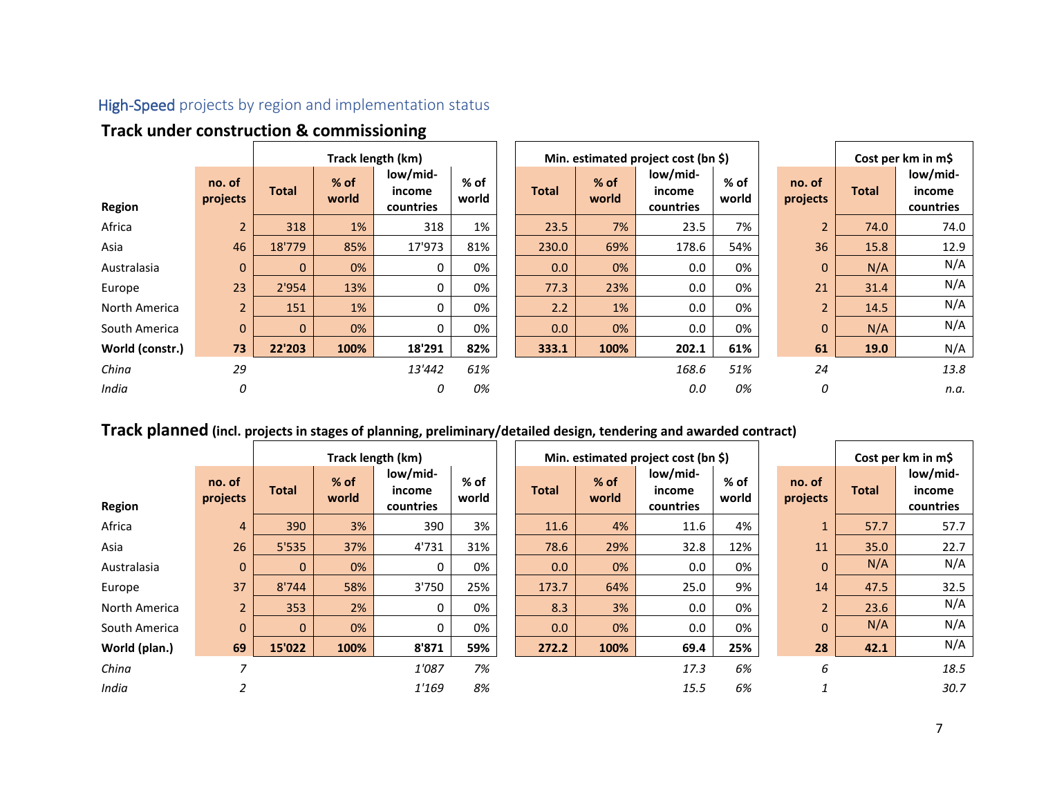## High-Speed projects by region and implementation status

### Track under construction & commissioning

| Region | no. of projects | Track length (km) | | | | Min. estimated project cost (bn $) | | | | no. of projects | Cost per km in m$ | |
|---|---|---|---|---|---|---|---|---|---|---|---|---|
| | | Total | % of world | low/mid-income countries | % of world | Total | % of world | low/mid-income countries | % of world | | Total | low/mid-income countries |
| Africa | 2 | 318 | 1% | 318 | 1% | 23.5 | 7% | 23.5 | 7% | 2 | 74.0 | 74.0 |
| Asia | 46 | 18'779 | 85% | 17'973 | 81% | 230.0 | 69% | 178.6 | 54% | 36 | 15.8 | 12.9 |
| Australasia | 0 | 0 | 0% | 0 | 0% | 0.0 | 0% | 0.0 | 0% | 0 | N/A | N/A |
| Europe | 23 | 2'954 | 13% | 0 | 0% | 77.3 | 23% | 0.0 | 0% | 21 | 31.4 | N/A |
| North America | 2 | 151 | 1% | 0 | 0% | 2.2 | 1% | 0.0 | 0% | 2 | 14.5 | N/A |
| South America | 0 | 0 | 0% | 0 | 0% | 0.0 | 0% | 0.0 | 0% | 0 | N/A | N/A |
| **World (constr.)** | **73** | **22'203** | **100%** | **18'291** | **82%** | **333.1** | **100%** | **202.1** | **61%** | **61** | **19.0** | N/A |
| *China* | *29* | | | *13'442* | *61%* | | | *168.6* | *51%* | *24* | | *13.8* |
| *India* | *0* | | | *0* | *0%* | | | *0.0* | *0%* | *0* | | *n.a.* |

### Track planned (incl. projects in stages of planning, preliminary/detailed design, tendering and awarded contract)

| Region | no. of projects | Track length (km) | | | | Min. estimated project cost (bn $) | | | | no. of projects | Cost per km in m$ | |
|---|---|---|---|---|---|---|---|---|---|---|---|---|
| | | Total | % of world | low/mid-income countries | % of world | Total | % of world | low/mid-income countries | % of world | | Total | low/mid-income countries |
| Africa | 4 | 390 | 3% | 390 | 3% | 11.6 | 4% | 11.6 | 4% | 1 | 57.7 | 57.7 |
| Asia | 26 | 5'535 | 37% | 4'731 | 31% | 78.6 | 29% | 32.8 | 12% | 11 | 35.0 | 22.7 |
| Australasia | 0 | 0 | 0% | 0 | 0% | 0.0 | 0% | 0.0 | 0% | 0 | N/A | N/A |
| Europe | 37 | 8'744 | 58% | 3'750 | 25% | 173.7 | 64% | 25.0 | 9% | 14 | 47.5 | 32.5 |
| North America | 2 | 353 | 2% | 0 | 0% | 8.3 | 3% | 0.0 | 0% | 2 | 23.6 | N/A |
| South America | 0 | 0 | 0% | 0 | 0% | 0.0 | 0% | 0.0 | 0% | 0 | N/A | N/A |
| **World (plan.)** | **69** | **15'022** | **100%** | **8'871** | **59%** | **272.2** | **100%** | **69.4** | **25%** | **28** | **42.1** | N/A |
| *China* | *7* | | | *1'087* | *7%* | | | *17.3* | *6%* | *6* | | *18.5* |
| *India* | *2* | | | *1'169* | *8%* | | | *15.5* | *6%* | *1* | | *30.7* |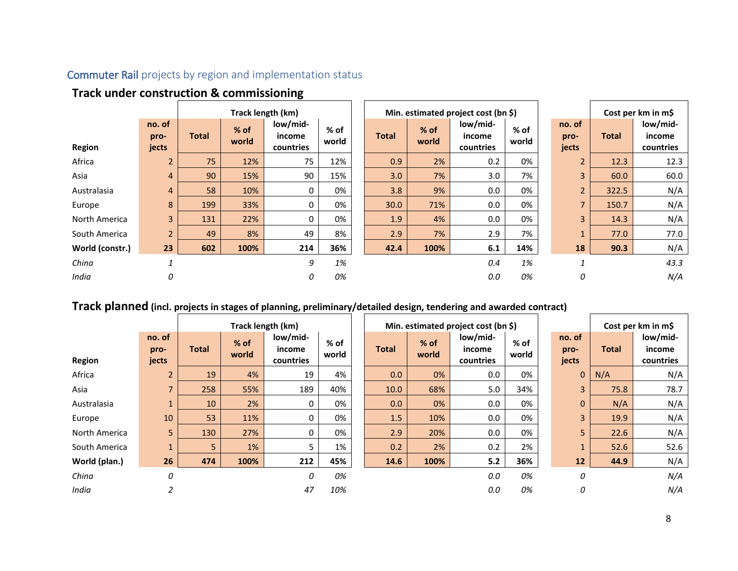## Commuter Rail projects by region and implementation status

### Track under construction & commissioning

| Region | no. of projects | Track length (km) | | | | Min. estimated project cost (bn $) | | | | no. of projects | Cost per km in m$ | |
|---|---|---|---|---|---|---|---|---|---|---|---|---|
| | | Total | % of world | low/mid-income countries | % of world | Total | % of world | low/mid-income countries | % of world | | Total | low/mid-income countries |
| Africa | 2 | 75 | 12% | 75 | 12% | 0.9 | 2% | 0.2 | 0% | 2 | 12.3 | 12.3 |
| Asia | 4 | 90 | 15% | 90 | 15% | 3.0 | 7% | 3.0 | 7% | 3 | 60.0 | 60.0 |
| Australasia | 4 | 58 | 10% | 0 | 0% | 3.8 | 9% | 0.0 | 0% | 2 | 322.5 | N/A |
| Europe | 8 | 199 | 33% | 0 | 0% | 30.0 | 71% | 0.0 | 0% | 7 | 150.7 | N/A |
| North America | 3 | 131 | 22% | 0 | 0% | 1.9 | 4% | 0.0 | 0% | 3 | 14.3 | N/A |
| South America | 2 | 49 | 8% | 49 | 8% | 2.9 | 7% | 2.9 | 7% | 1 | 77.0 | 77.0 |
| **World (constr.)** | **23** | **602** | **100%** | **214** | **36%** | **42.4** | **100%** | **6.1** | **14%** | **18** | **90.3** | **N/A** |
| *China* | *1* | | | *9* | *1%* | | | *0.4* | *1%* | *1* | | *43.3* |
| *India* | *0* | | | *0* | *0%* | | | *0.0* | *0%* | *0* | | *N/A* |

### Track planned (incl. projects in stages of planning, preliminary/detailed design, tendering and awarded contract)

| Region | no. of projects | Track length (km) | | | | Min. estimated project cost (bn $) | | | | no. of projects | Cost per km in m$ | |
|---|---|---|---|---|---|---|---|---|---|---|---|---|
| | | Total | % of world | low/mid-income countries | % of world | Total | % of world | low/mid-income countries | % of world | | Total | low/mid-income countries |
| Africa | 2 | 19 | 4% | 19 | 4% | 0.0 | 0% | 0.0 | 0% | 0 | N/A | N/A |
| Asia | 7 | 258 | 55% | 189 | 40% | 10.0 | 68% | 5.0 | 34% | 3 | 75.8 | 78.7 |
| Australasia | 1 | 10 | 2% | 0 | 0% | 0.0 | 0% | 0.0 | 0% | 0 | N/A | N/A |
| Europe | 10 | 53 | 11% | 0 | 0% | 1.5 | 10% | 0.0 | 0% | 3 | 19.9 | N/A |
| North America | 5 | 130 | 27% | 0 | 0% | 2.9 | 20% | 0.0 | 0% | 5 | 22.6 | N/A |
| South America | 1 | 5 | 1% | 5 | 1% | 0.2 | 2% | 0.2 | 2% | 1 | 52.6 | 52.6 |
| **World (plan.)** | **26** | **474** | **100%** | **212** | **45%** | **14.6** | **100%** | **5.2** | **36%** | **12** | **44.9** | **N/A** |
| *China* | *0* | | | *0* | *0%* | | | *0.0* | *0%* | *0* | | *N/A* |
| *India* | *2* | | | *47* | *10%* | | | *0.0* | *0%* | *0* | | *N/A* |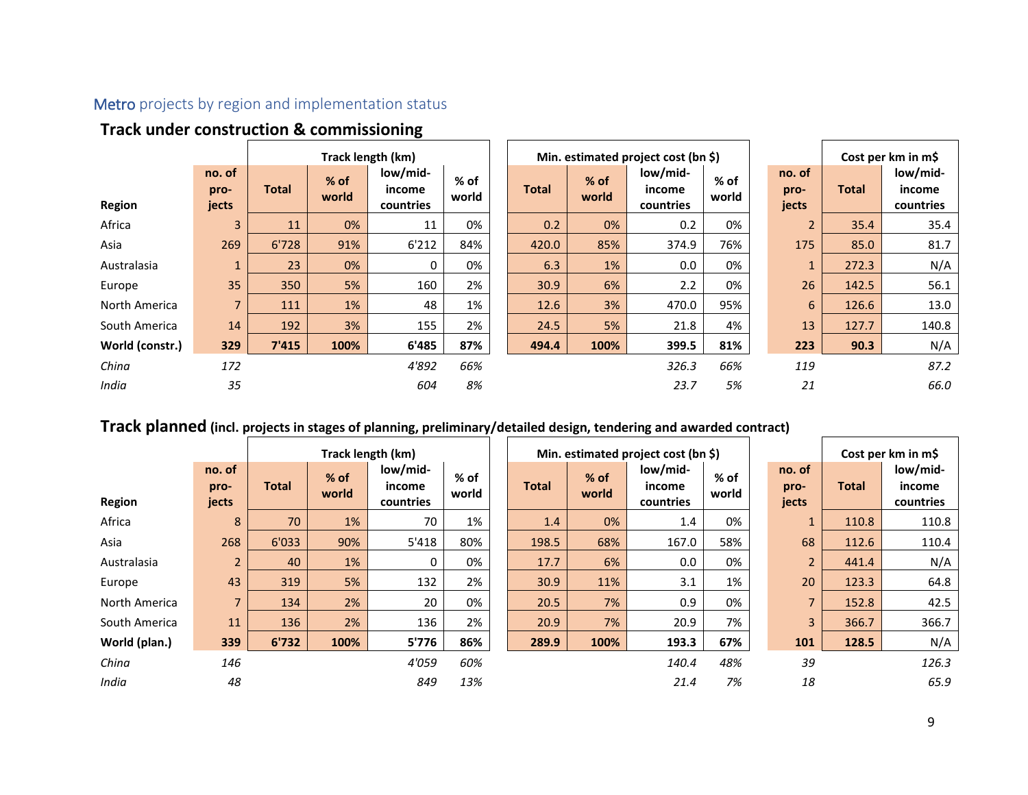## Metro projects by region and implementation status

### Track under construction & commissioning

| Region | no. of pro-jects | Track length (km) | | | | Min. estimated project cost (bn $) | | | | no. of pro-jects | Cost per km in m$ | |
|---|---|---|---|---|---|---|---|---|---|---|---|---|
| | | Total | % of world | low/mid-income countries | % of world | Total | % of world | low/mid-income countries | % of world | | Total | low/mid-income countries |
| Africa | 3 | 11 | 0% | 11 | 0% | 0.2 | 0% | 0.2 | 0% | 2 | 35.4 | 35.4 |
| Asia | 269 | 6'728 | 91% | 6'212 | 84% | 420.0 | 85% | 374.9 | 76% | 175 | 85.0 | 81.7 |
| Australasia | 1 | 23 | 0% | 0 | 0% | 6.3 | 1% | 0.0 | 0% | 1 | 272.3 | N/A |
| Europe | 35 | 350 | 5% | 160 | 2% | 30.9 | 6% | 2.2 | 0% | 26 | 142.5 | 56.1 |
| North America | 7 | 111 | 1% | 48 | 1% | 12.6 | 3% | 470.0 | 95% | 6 | 126.6 | 13.0 |
| South America | 14 | 192 | 3% | 155 | 2% | 24.5 | 5% | 21.8 | 4% | 13 | 127.7 | 140.8 |
| **World (constr.)** | **329** | **7'415** | **100%** | **6'485** | **87%** | **494.4** | **100%** | **399.5** | **81%** | **223** | **90.3** | N/A |
| *China* | *172* | | | *4'892* | *66%* | | | *326.3* | *66%* | *119* | | *87.2* |
| *India* | *35* | | | *604* | *8%* | | | *23.7* | *5%* | *21* | | *66.0* |

### Track planned (incl. projects in stages of planning, preliminary/detailed design, tendering and awarded contract)

| Region | no. of pro-jects | Track length (km) | | | | Min. estimated project cost (bn $) | | | | no. of pro-jects | Cost per km in m$ | |
|---|---|---|---|---|---|---|---|---|---|---|---|---|
| | | Total | % of world | low/mid-income countries | % of world | Total | % of world | low/mid-income countries | % of world | | Total | low/mid-income countries |
| Africa | 8 | 70 | 1% | 70 | 1% | 1.4 | 0% | 1.4 | 0% | 1 | 110.8 | 110.8 |
| Asia | 268 | 6'033 | 90% | 5'418 | 80% | 198.5 | 68% | 167.0 | 58% | 68 | 112.6 | 110.4 |
| Australasia | 2 | 40 | 1% | 0 | 0% | 17.7 | 6% | 0.0 | 0% | 2 | 441.4 | N/A |
| Europe | 43 | 319 | 5% | 132 | 2% | 30.9 | 11% | 3.1 | 1% | 20 | 123.3 | 64.8 |
| North America | 7 | 134 | 2% | 20 | 0% | 20.5 | 7% | 0.9 | 0% | 7 | 152.8 | 42.5 |
| South America | 11 | 136 | 2% | 136 | 2% | 20.9 | 7% | 20.9 | 7% | 3 | 366.7 | 366.7 |
| **World (plan.)** | **339** | **6'732** | **100%** | **5'776** | **86%** | **289.9** | **100%** | **193.3** | **67%** | **101** | **128.5** | N/A |
| *China* | *146* | | | *4'059* | *60%* | | | *140.4* | *48%* | *39* | | *126.3* |
| *India* | *48* | | | *849* | *13%* | | | *21.4* | *7%* | *18* | | *65.9* |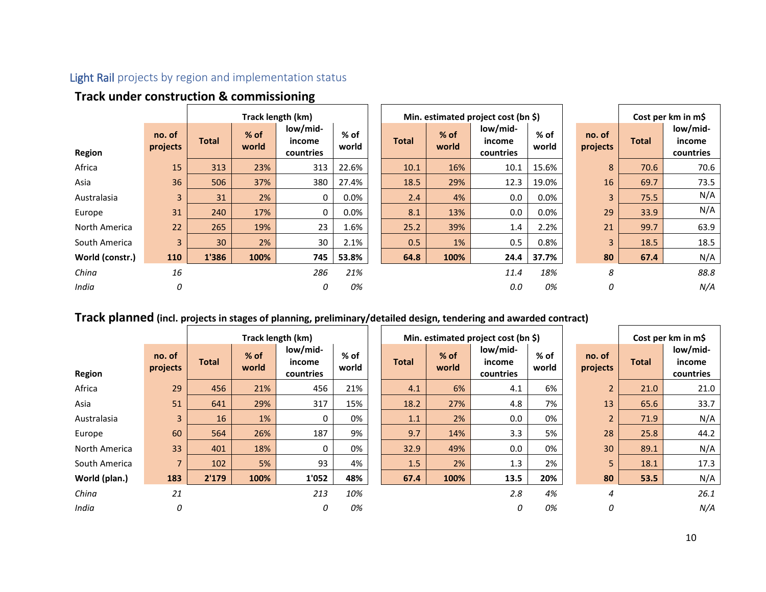## Light Rail projects by region and implementation status

### Track under construction & commissioning

| Region | no. of projects | Track length (km) | | | | Min. estimated project cost (bn $) | | | | no. of projects | Cost per km in m$ | |
|---|---|---|---|---|---|---|---|---|---|---|---|---|
| | | Total | % of world | low/mid-income countries | % of world | Total | % of world | low/mid-income countries | % of world | | Total | low/mid-income countries |
| Africa | 15 | 313 | 23% | 313 | 22.6% | 10.1 | 16% | 10.1 | 15.6% | 8 | 70.6 | 70.6 |
| Asia | 36 | 506 | 37% | 380 | 27.4% | 18.5 | 29% | 12.3 | 19.0% | 16 | 69.7 | 73.5 |
| Australasia | 3 | 31 | 2% | 0 | 0.0% | 2.4 | 4% | 0.0 | 0.0% | 3 | 75.5 | N/A |
| Europe | 31 | 240 | 17% | 0 | 0.0% | 8.1 | 13% | 0.0 | 0.0% | 29 | 33.9 | N/A |
| North America | 22 | 265 | 19% | 23 | 1.6% | 25.2 | 39% | 1.4 | 2.2% | 21 | 99.7 | 63.9 |
| South America | 3 | 30 | 2% | 30 | 2.1% | 0.5 | 1% | 0.5 | 0.8% | 3 | 18.5 | 18.5 |
| **World (constr.)** | **110** | **1'386** | **100%** | **745** | **53.8%** | **64.8** | **100%** | **24.4** | **37.7%** | **80** | **67.4** | N/A |
| *China* | *16* | | | *286* | *21%* | | | *11.4* | *18%* | *8* | | *88.8* |
| *India* | *0* | | | *0* | *0%* | | | *0.0* | *0%* | *0* | | *N/A* |

### Track planned (incl. projects in stages of planning, preliminary/detailed design, tendering and awarded contract)

| Region | no. of projects | Track length (km) | | | | Min. estimated project cost (bn $) | | | | no. of projects | Cost per km in m$ | |
|---|---|---|---|---|---|---|---|---|---|---|---|---|
| | | Total | % of world | low/mid-income countries | % of world | Total | % of world | low/mid-income countries | % of world | | Total | low/mid-income countries |
| Africa | 29 | 456 | 21% | 456 | 21% | 4.1 | 6% | 4.1 | 6% | 2 | 21.0 | 21.0 |
| Asia | 51 | 641 | 29% | 317 | 15% | 18.2 | 27% | 4.8 | 7% | 13 | 65.6 | 33.7 |
| Australasia | 3 | 16 | 1% | 0 | 0% | 1.1 | 2% | 0.0 | 0% | 2 | 71.9 | N/A |
| Europe | 60 | 564 | 26% | 187 | 9% | 9.7 | 14% | 3.3 | 5% | 28 | 25.8 | 44.2 |
| North America | 33 | 401 | 18% | 0 | 0% | 32.9 | 49% | 0.0 | 0% | 30 | 89.1 | N/A |
| South America | 7 | 102 | 5% | 93 | 4% | 1.5 | 2% | 1.3 | 2% | 5 | 18.1 | 17.3 |
| **World (plan.)** | **183** | **2'179** | **100%** | **1'052** | **48%** | **67.4** | **100%** | **13.5** | **20%** | **80** | **53.5** | N/A |
| *China* | *21* | | | *213* | *10%* | | | *2.8* | *4%* | *4* | | *26.1* |
| *India* | *0* | | | *0* | *0%* | | | *0* | *0%* | *0* | | *N/A* |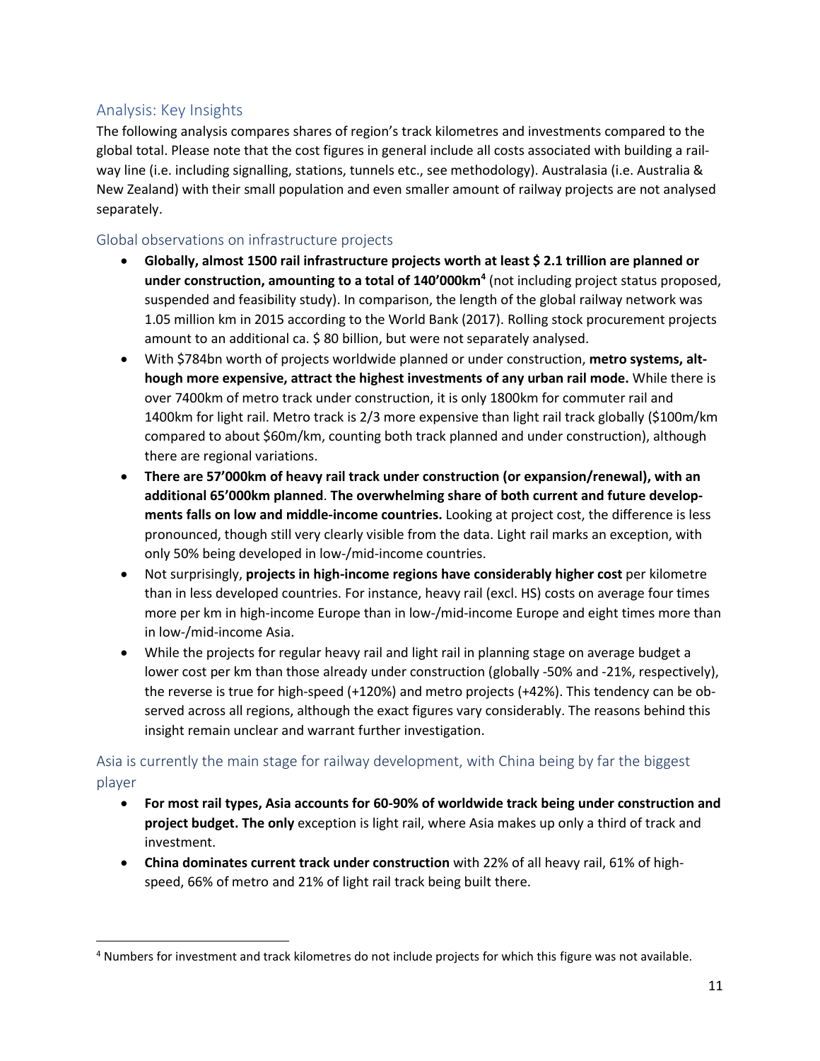## Analysis: Key Insights

The following analysis compares shares of region's track kilometres and investments compared to the global total. Please note that the cost figures in general include all costs associated with building a railway line (i.e. including signalling, stations, tunnels etc., see methodology). Australasia (i.e. Australia & New Zealand) with their small population and even smaller amount of railway projects are not analysed separately.

### Global observations on infrastructure projects

- **Globally, almost 1500 rail infrastructure projects worth at least $ 2.1 trillion are planned or under construction, amounting to a total of 140'000km**[4] (not including project status proposed, suspended and feasibility study). In comparison, the length of the global railway network was 1.05 million km in 2015 according to the World Bank (2017). Rolling stock procurement projects amount to an additional ca. $ 80 billion, but were not separately analysed.
- With $784bn worth of projects worldwide planned or under construction, **metro systems, although more expensive, attract the highest investments of any urban rail mode.** While there is over 7400km of metro track under construction, it is only 1800km for commuter rail and 1400km for light rail. Metro track is 2/3 more expensive than light rail track globally ($100m/km compared to about $60m/km, counting both track planned and under construction), although there are regional variations.
- **There are 57'000km of heavy rail track under construction (or expansion/renewal), with an additional 65'000km planned**. **The overwhelming share of both current and future developments falls on low and middle-income countries.** Looking at project cost, the difference is less pronounced, though still very clearly visible from the data. Light rail marks an exception, with only 50% being developed in low-/mid-income countries.
- Not surprisingly, **projects in high-income regions have considerably higher cost** per kilometre than in less developed countries. For instance, heavy rail (excl. HS) costs on average four times more per km in high-income Europe than in low-/mid-income Europe and eight times more than in low-/mid-income Asia.
- While the projects for regular heavy rail and light rail in planning stage on average budget a lower cost per km than those already under construction (globally -50% and -21%, respectively), the reverse is true for high-speed (+120%) and metro projects (+42%). This tendency can be observed across all regions, although the exact figures vary considerably. The reasons behind this insight remain unclear and warrant further investigation.

### Asia is currently the main stage for railway development, with China being by far the biggest player

- **For most rail types, Asia accounts for 60-90% of worldwide track being under construction and project budget. The only** exception is light rail, where Asia makes up only a third of track and investment.
- **China dominates current track under construction** with 22% of all heavy rail, 61% of high-speed, 66% of metro and 21% of light rail track being built there.

---

[4] Numbers for investment and track kilometres do not include projects for which this figure was not available.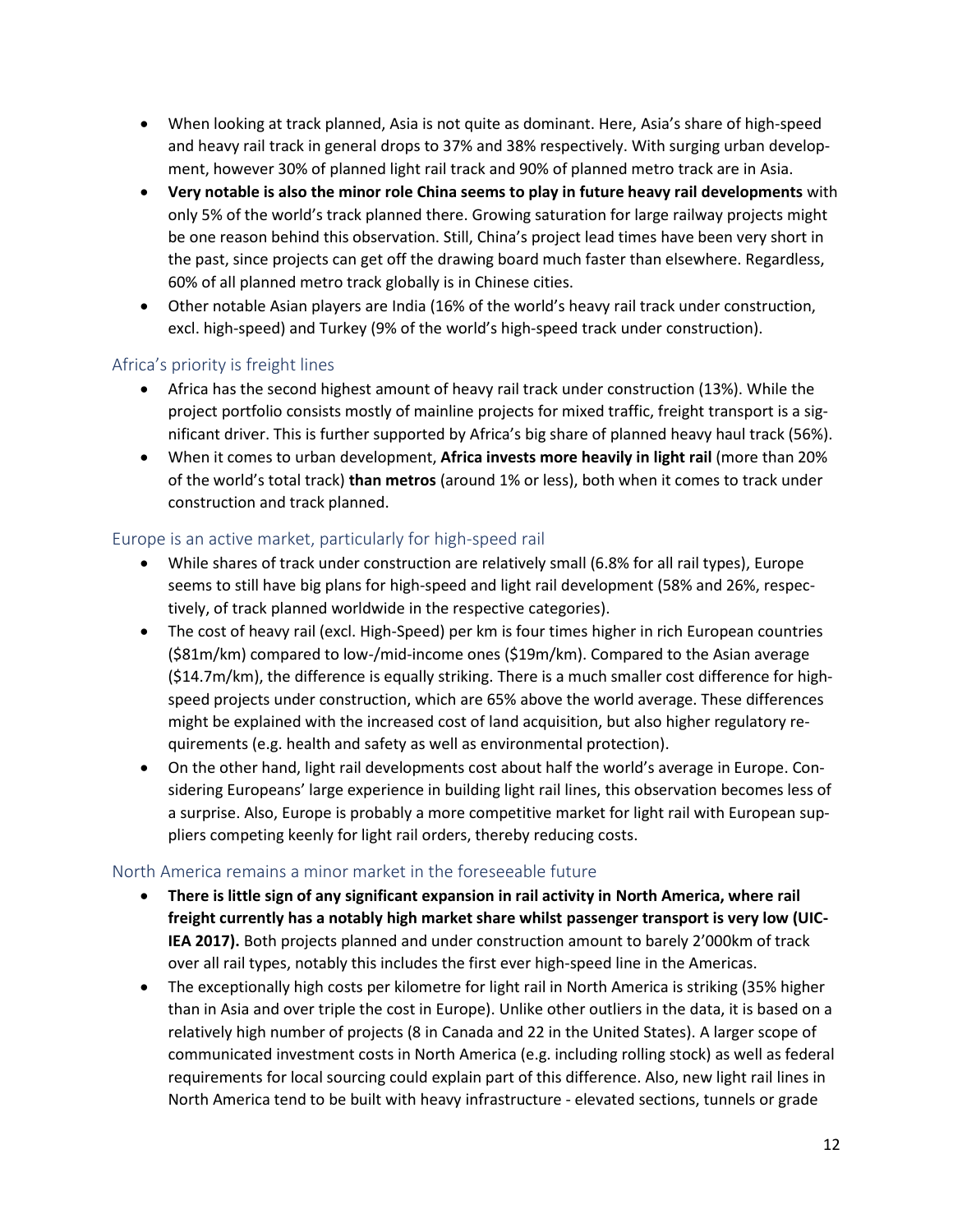- When looking at track planned, Asia is not quite as dominant. Here, Asia's share of high-speed and heavy rail track in general drops to 37% and 38% respectively. With surging urban development, however 30% of planned light rail track and 90% of planned metro track are in Asia.
- **Very notable is also the minor role China seems to play in future heavy rail developments** with only 5% of the world's track planned there. Growing saturation for large railway projects might be one reason behind this observation. Still, China's project lead times have been very short in the past, since projects can get off the drawing board much faster than elsewhere. Regardless, 60% of all planned metro track globally is in Chinese cities.
- Other notable Asian players are India (16% of the world's heavy rail track under construction, excl. high-speed) and Turkey (9% of the world's high-speed track under construction).

## Africa's priority is freight lines

- Africa has the second highest amount of heavy rail track under construction (13%). While the project portfolio consists mostly of mainline projects for mixed traffic, freight transport is a significant driver. This is further supported by Africa's big share of planned heavy haul track (56%).
- When it comes to urban development, **Africa invests more heavily in light rail** (more than 20% of the world's total track) **than metros** (around 1% or less), both when it comes to track under construction and track planned.

## Europe is an active market, particularly for high-speed rail

- While shares of track under construction are relatively small (6.8% for all rail types), Europe seems to still have big plans for high-speed and light rail development (58% and 26%, respectively, of track planned worldwide in the respective categories).
- The cost of heavy rail (excl. High-Speed) per km is four times higher in rich European countries ($81m/km) compared to low-/mid-income ones ($19m/km). Compared to the Asian average ($14.7m/km), the difference is equally striking. There is a much smaller cost difference for high-speed projects under construction, which are 65% above the world average. These differences might be explained with the increased cost of land acquisition, but also higher regulatory requirements (e.g. health and safety as well as environmental protection).
- On the other hand, light rail developments cost about half the world's average in Europe. Considering Europeans' large experience in building light rail lines, this observation becomes less of a surprise. Also, Europe is probably a more competitive market for light rail with European suppliers competing keenly for light rail orders, thereby reducing costs.

## North America remains a minor market in the foreseeable future

- **There is little sign of any significant expansion in rail activity in North America, where rail freight currently has a notably high market share whilst passenger transport is very low (UIC-IEA 2017).** Both projects planned and under construction amount to barely 2'000km of track over all rail types, notably this includes the first ever high-speed line in the Americas.
- The exceptionally high costs per kilometre for light rail in North America is striking (35% higher than in Asia and over triple the cost in Europe). Unlike other outliers in the data, it is based on a relatively high number of projects (8 in Canada and 22 in the United States). A larger scope of communicated investment costs in North America (e.g. including rolling stock) as well as federal requirements for local sourcing could explain part of this difference. Also, new light rail lines in North America tend to be built with heavy infrastructure - elevated sections, tunnels or grade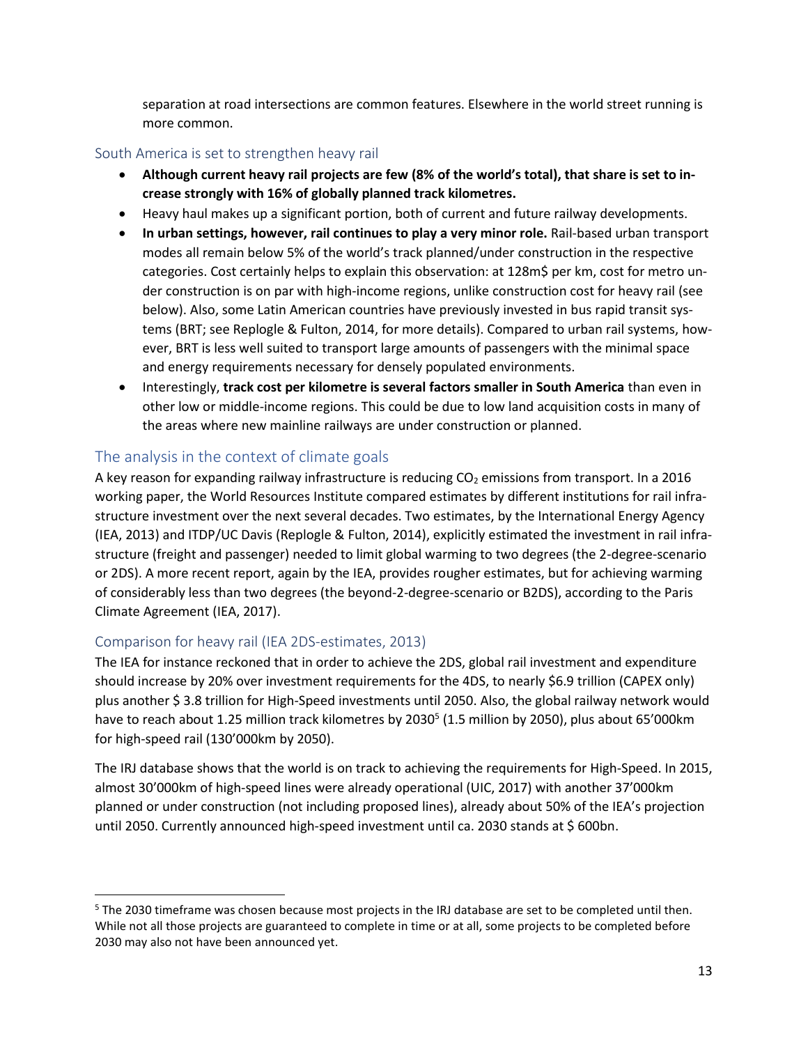separation at road intersections are common features. Elsewhere in the world street running is more common.

### South America is set to strengthen heavy rail

- **Although current heavy rail projects are few (8% of the world's total), that share is set to increase strongly with 16% of globally planned track kilometres.**
- Heavy haul makes up a significant portion, both of current and future railway developments.
- **In urban settings, however, rail continues to play a very minor role.** Rail-based urban transport modes all remain below 5% of the world's track planned/under construction in the respective categories. Cost certainly helps to explain this observation: at 128m$ per km, cost for metro under construction is on par with high-income regions, unlike construction cost for heavy rail (see below). Also, some Latin American countries have previously invested in bus rapid transit systems (BRT; see Replogle & Fulton, 2014, for more details). Compared to urban rail systems, however, BRT is less well suited to transport large amounts of passengers with the minimal space and energy requirements necessary for densely populated environments.
- Interestingly, **track cost per kilometre is several factors smaller in South America** than even in other low or middle-income regions. This could be due to low land acquisition costs in many of the areas where new mainline railways are under construction or planned.

## The analysis in the context of climate goals

A key reason for expanding railway infrastructure is reducing $CO_2$ emissions from transport. In a 2016 working paper, the World Resources Institute compared estimates by different institutions for rail infrastructure investment over the next several decades. Two estimates, by the International Energy Agency (IEA, 2013) and ITDP/UC Davis (Replogle & Fulton, 2014), explicitly estimated the investment in rail infrastructure (freight and passenger) needed to limit global warming to two degrees (the 2-degree-scenario or 2DS). A more recent report, again by the IEA, provides rougher estimates, but for achieving warming of considerably less than two degrees (the beyond-2-degree-scenario or B2DS), according to the Paris Climate Agreement (IEA, 2017).

### Comparison for heavy rail (IEA 2DS-estimates, 2013)

The IEA for instance reckoned that in order to achieve the 2DS, global rail investment and expenditure should increase by 20% over investment requirements for the 4DS, to nearly $6.9 trillion (CAPEX only) plus another $ 3.8 trillion for High-Speed investments until 2050. Also, the global railway network would have to reach about 1.25 million track kilometres by 2030[5] (1.5 million by 2050), plus about 65'000km for high-speed rail (130'000km by 2050).

The IRJ database shows that the world is on track to achieving the requirements for High-Speed. In 2015, almost 30'000km of high-speed lines were already operational (UIC, 2017) with another 37'000km planned or under construction (not including proposed lines), already about 50% of the IEA's projection until 2050. Currently announced high-speed investment until ca. 2030 stands at $ 600bn.

---

[5] The 2030 timeframe was chosen because most projects in the IRJ database are set to be completed until then. While not all those projects are guaranteed to complete in time or at all, some projects to be completed before 2030 may also not have been announced yet.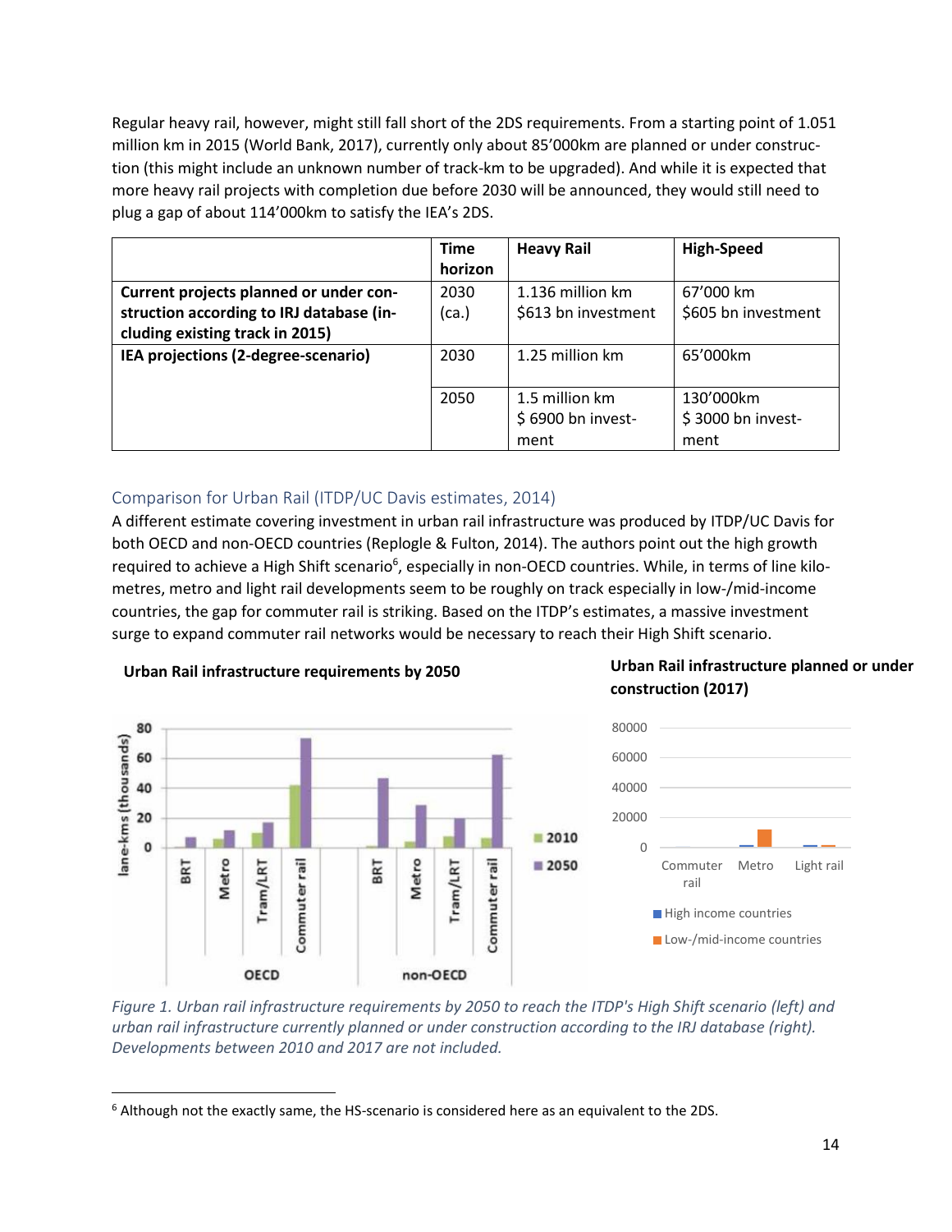Regular heavy rail, however, might still fall short of the 2DS requirements. From a starting point of 1.051 million km in 2015 (World Bank, 2017), currently only about 85'000km are planned or under construction (this might include an unknown number of track-km to be upgraded). And while it is expected that more heavy rail projects with completion due before 2030 will be announced, they would still need to plug a gap of about 114'000km to satisfy the IEA's 2DS.

| | Time horizon | Heavy Rail | High-Speed |
|---|---|---|---|
| **Current projects planned or under construction according to IRJ database (including existing track in 2015)** | 2030 (ca.) | 1.136 million km<br>$613 bn investment | 67'000 km<br>$605 bn investment |
| **IEA projections (2-degree-scenario)** | 2030 | 1.25 million km | 65'000km |
| | 2050 | 1.5 million km<br>$ 6900 bn investment | 130'000km<br>$ 3000 bn investment |

## Comparison for Urban Rail (ITDP/UC Davis estimates, 2014)

A different estimate covering investment in urban rail infrastructure was produced by ITDP/UC Davis for both OECD and non-OECD countries (Replogle & Fulton, 2014). The authors point out the high growth required to achieve a High Shift scenario[6], especially in non-OECD countries. While, in terms of line kilometres, metro and light rail developments seem to be roughly on track especially in low-/mid-income countries, the gap for commuter rail is striking. Based on the ITDP's estimates, a massive investment surge to expand commuter rail networks would be necessary to reach their High Shift scenario.

**Urban Rail infrastructure requirements by 2050**

**Urban Rail infrastructure planned or under construction (2017)**

*Figure 1. Urban rail infrastructure requirements by 2050 to reach the ITDP's High Shift scenario (left) and urban rail infrastructure currently planned or under construction according to the IRJ database (right). Developments between 2010 and 2017 are not included.*

[6] Although not the exactly same, the HS-scenario is considered here as an equivalent to the 2DS.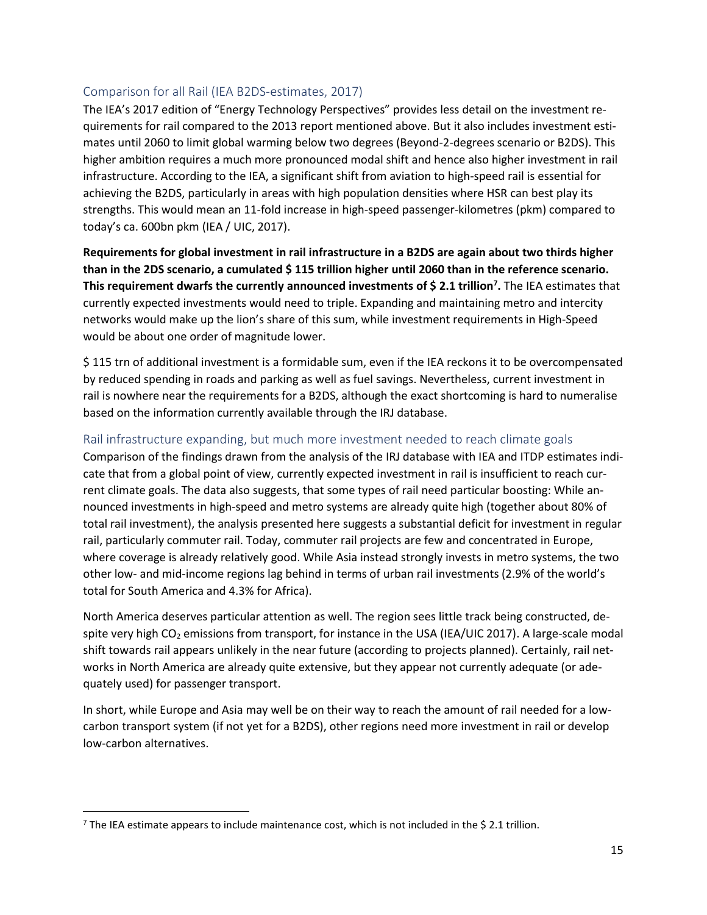## Comparison for all Rail (IEA B2DS-estimates, 2017)

The IEA's 2017 edition of "Energy Technology Perspectives" provides less detail on the investment requirements for rail compared to the 2013 report mentioned above. But it also includes investment estimates until 2060 to limit global warming below two degrees (Beyond-2-degrees scenario or B2DS). This higher ambition requires a much more pronounced modal shift and hence also higher investment in rail infrastructure. According to the IEA, a significant shift from aviation to high-speed rail is essential for achieving the B2DS, particularly in areas with high population densities where HSR can best play its strengths. This would mean an 11-fold increase in high-speed passenger-kilometres (pkm) compared to today's ca. 600bn pkm (IEA / UIC, 2017).

**Requirements for global investment in rail infrastructure in a B2DS are again about two thirds higher than in the 2DS scenario, a cumulated \$ 115 trillion higher until 2060 than in the reference scenario. This requirement dwarfs the currently announced investments of \$ 2.1 trillion[7].** The IEA estimates that currently expected investments would need to triple. Expanding and maintaining metro and intercity networks would make up the lion's share of this sum, while investment requirements in High-Speed would be about one order of magnitude lower.

\$ 115 trn of additional investment is a formidable sum, even if the IEA reckons it to be overcompensated by reduced spending in roads and parking as well as fuel savings. Nevertheless, current investment in rail is nowhere near the requirements for a B2DS, although the exact shortcoming is hard to numeralise based on the information currently available through the IRJ database.

## Rail infrastructure expanding, but much more investment needed to reach climate goals

Comparison of the findings drawn from the analysis of the IRJ database with IEA and ITDP estimates indicate that from a global point of view, currently expected investment in rail is insufficient to reach current climate goals. The data also suggests, that some types of rail need particular boosting: While announced investments in high-speed and metro systems are already quite high (together about 80% of total rail investment), the analysis presented here suggests a substantial deficit for investment in regular rail, particularly commuter rail. Today, commuter rail projects are few and concentrated in Europe, where coverage is already relatively good. While Asia instead strongly invests in metro systems, the two other low- and mid-income regions lag behind in terms of urban rail investments (2.9% of the world's total for South America and 4.3% for Africa).

North America deserves particular attention as well. The region sees little track being constructed, despite very high $CO_2$ emissions from transport, for instance in the USA (IEA/UIC 2017). A large-scale modal shift towards rail appears unlikely in the near future (according to projects planned). Certainly, rail networks in North America are already quite extensive, but they appear not currently adequate (or adequately used) for passenger transport.

In short, while Europe and Asia may well be on their way to reach the amount of rail needed for a low-carbon transport system (if not yet for a B2DS), other regions need more investment in rail or develop low-carbon alternatives.

---

[7] The IEA estimate appears to include maintenance cost, which is not included in the \$ 2.1 trillion.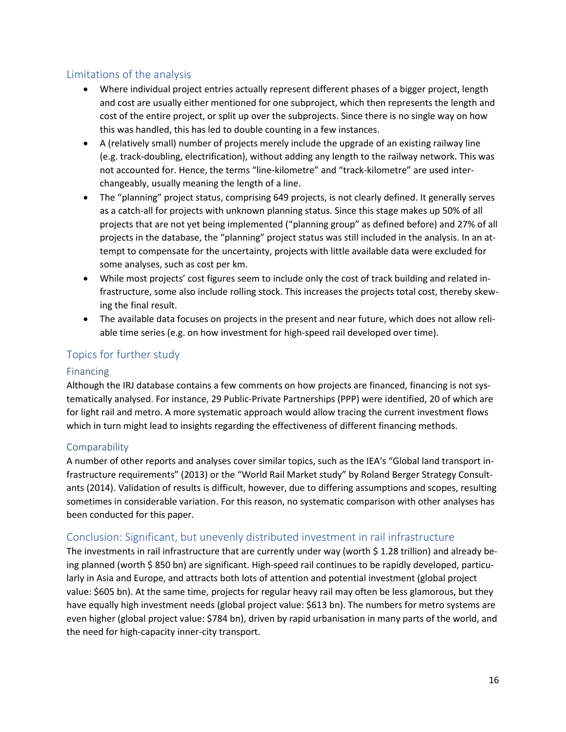## Limitations of the analysis

- Where individual project entries actually represent different phases of a bigger project, length and cost are usually either mentioned for one subproject, which then represents the length and cost of the entire project, or split up over the subprojects. Since there is no single way on how this was handled, this has led to double counting in a few instances.
- A (relatively small) number of projects merely include the upgrade of an existing railway line (e.g. track-doubling, electrification), without adding any length to the railway network. This was not accounted for. Hence, the terms "line-kilometre" and "track-kilometre" are used interchangeably, usually meaning the length of a line.
- The "planning" project status, comprising 649 projects, is not clearly defined. It generally serves as a catch-all for projects with unknown planning status. Since this stage makes up 50% of all projects that are not yet being implemented ("planning group" as defined before) and 27% of all projects in the database, the "planning" project status was still included in the analysis. In an attempt to compensate for the uncertainty, projects with little available data were excluded for some analyses, such as cost per km.
- While most projects' cost figures seem to include only the cost of track building and related infrastructure, some also include rolling stock. This increases the projects total cost, thereby skewing the final result.
- The available data focuses on projects in the present and near future, which does not allow reliable time series (e.g. on how investment for high-speed rail developed over time).

## Topics for further study

### Financing

Although the IRJ database contains a few comments on how projects are financed, financing is not systematically analysed. For instance, 29 Public-Private Partnerships (PPP) were identified, 20 of which are for light rail and metro. A more systematic approach would allow tracing the current investment flows which in turn might lead to insights regarding the effectiveness of different financing methods.

### Comparability

A number of other reports and analyses cover similar topics, such as the IEA's "Global land transport infrastructure requirements" (2013) or the "World Rail Market study" by Roland Berger Strategy Consultants (2014). Validation of results is difficult, however, due to differing assumptions and scopes, resulting sometimes in considerable variation. For this reason, no systematic comparison with other analyses has been conducted for this paper.

## Conclusion: Significant, but unevenly distributed investment in rail infrastructure

The investments in rail infrastructure that are currently under way (worth $ 1.28 trillion) and already being planned (worth $ 850 bn) are significant. High-speed rail continues to be rapidly developed, particularly in Asia and Europe, and attracts both lots of attention and potential investment (global project value: $605 bn). At the same time, projects for regular heavy rail may often be less glamorous, but they have equally high investment needs (global project value: $613 bn). The numbers for metro systems are even higher (global project value: $784 bn), driven by rapid urbanisation in many parts of the world, and the need for high-capacity inner-city transport.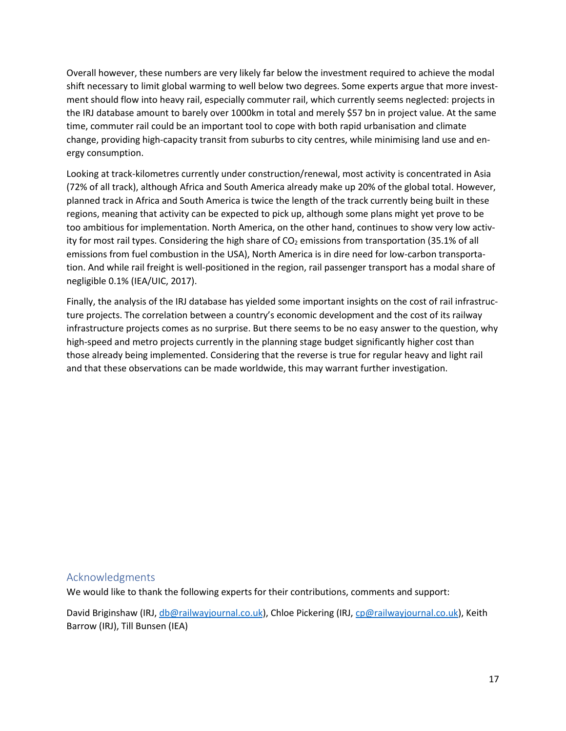Overall however, these numbers are very likely far below the investment required to achieve the modal shift necessary to limit global warming to well below two degrees. Some experts argue that more investment should flow into heavy rail, especially commuter rail, which currently seems neglected: projects in the IRJ database amount to barely over 1000km in total and merely $57 bn in project value. At the same time, commuter rail could be an important tool to cope with both rapid urbanisation and climate change, providing high-capacity transit from suburbs to city centres, while minimising land use and energy consumption.

Looking at track-kilometres currently under construction/renewal, most activity is concentrated in Asia (72% of all track), although Africa and South America already make up 20% of the global total. However, planned track in Africa and South America is twice the length of the track currently being built in these regions, meaning that activity can be expected to pick up, although some plans might yet prove to be too ambitious for implementation. North America, on the other hand, continues to show very low activity for most rail types. Considering the high share of $CO_2$ emissions from transportation (35.1% of all emissions from fuel combustion in the USA), North America is in dire need for low-carbon transportation. And while rail freight is well-positioned in the region, rail passenger transport has a modal share of negligible 0.1% (IEA/UIC, 2017).

Finally, the analysis of the IRJ database has yielded some important insights on the cost of rail infrastructure projects. The correlation between a country's economic development and the cost of its railway infrastructure projects comes as no surprise. But there seems to be no easy answer to the question, why high-speed and metro projects currently in the planning stage budget significantly higher cost than those already being implemented. Considering that the reverse is true for regular heavy and light rail and that these observations can be made worldwide, this may warrant further investigation.

## Acknowledgments

We would like to thank the following experts for their contributions, comments and support:

David Briginshaw (IRJ, db@railwayjournal.co.uk), Chloe Pickering (IRJ, cp@railwayjournal.co.uk), Keith Barrow (IRJ), Till Bunsen (IEA)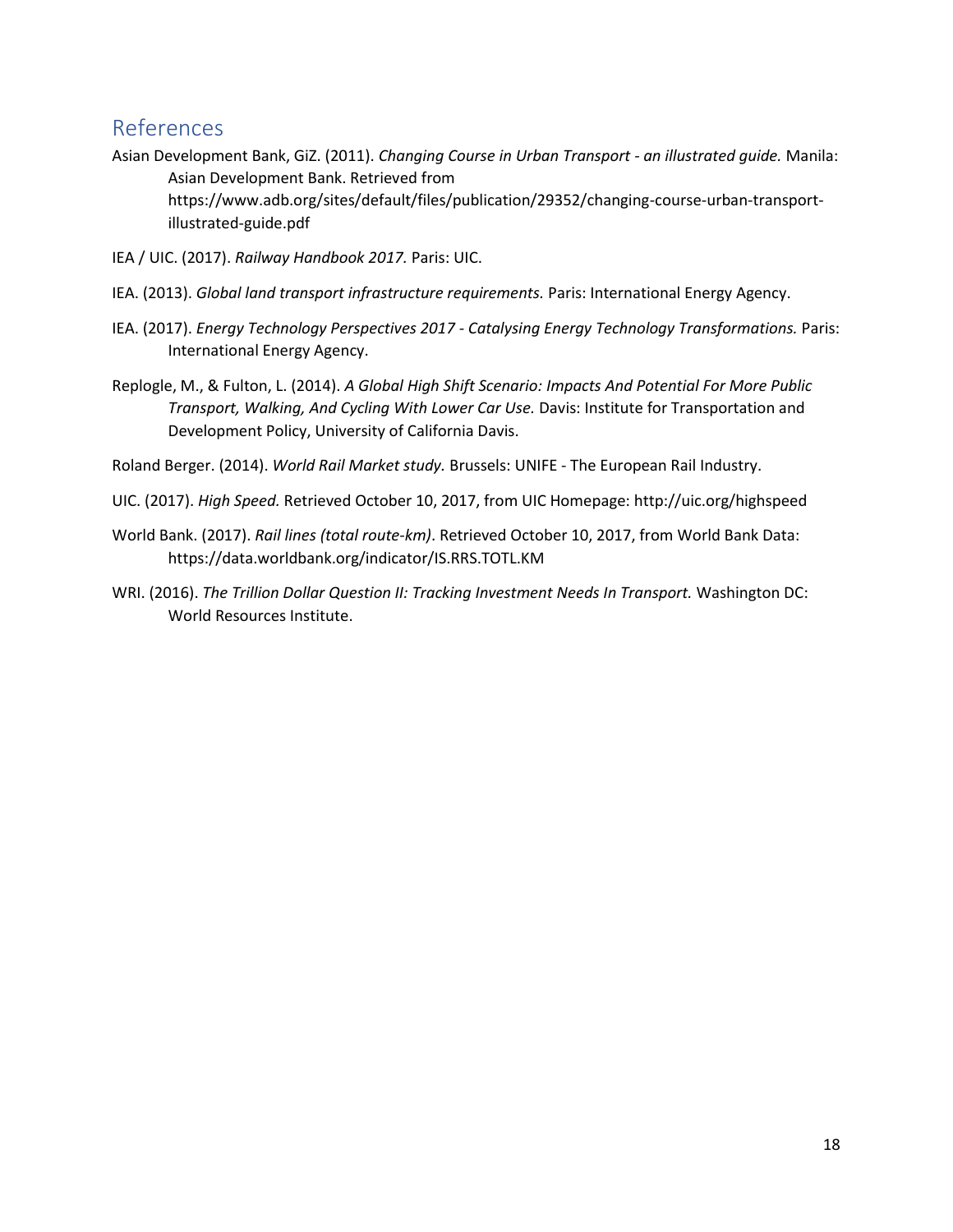## References

Asian Development Bank, GiZ. (2011). *Changing Course in Urban Transport - an illustrated guide.* Manila: Asian Development Bank. Retrieved from https://www.adb.org/sites/default/files/publication/29352/changing-course-urban-transport-illustrated-guide.pdf

IEA / UIC. (2017). *Railway Handbook 2017.* Paris: UIC.

IEA. (2013). *Global land transport infrastructure requirements.* Paris: International Energy Agency.

IEA. (2017). *Energy Technology Perspectives 2017 - Catalysing Energy Technology Transformations.* Paris: International Energy Agency.

Replogle, M., & Fulton, L. (2014). *A Global High Shift Scenario: Impacts And Potential For More Public Transport, Walking, And Cycling With Lower Car Use.* Davis: Institute for Transportation and Development Policy, University of California Davis.

Roland Berger. (2014). *World Rail Market study.* Brussels: UNIFE - The European Rail Industry.

UIC. (2017). *High Speed.* Retrieved October 10, 2017, from UIC Homepage: http://uic.org/highspeed

World Bank. (2017). *Rail lines (total route-km)*. Retrieved October 10, 2017, from World Bank Data: https://data.worldbank.org/indicator/IS.RRS.TOTL.KM

WRI. (2016). *The Trillion Dollar Question II: Tracking Investment Needs In Transport.* Washington DC: World Resources Institute.